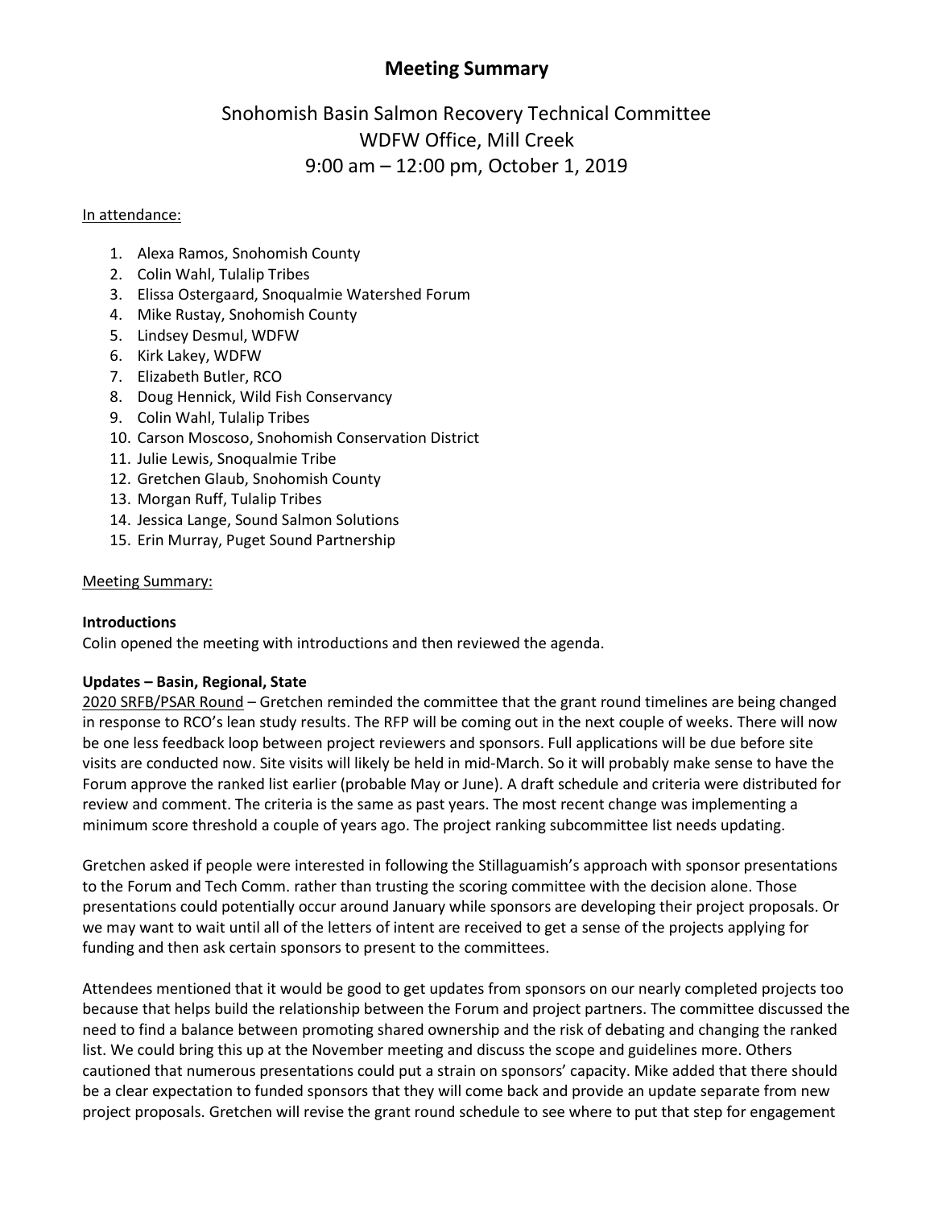# Meeting Summary

## Snohomish Basin Salmon Recovery Technical Committee
## WDFW Office, Mill Creek
## 9:00 am – 12:00 pm, October 1, 2019

In attendance:

1. Alexa Ramos, Snohomish County
2. Colin Wahl, Tulalip Tribes
3. Elissa Ostergaard, Snoqualmie Watershed Forum
4. Mike Rustay, Snohomish County
5. Lindsey Desmul, WDFW
6. Kirk Lakey, WDFW
7. Elizabeth Butler, RCO
8. Doug Hennick, Wild Fish Conservancy
9. Colin Wahl, Tulalip Tribes
10. Carson Moscoso, Snohomish Conservation District
11. Julie Lewis, Snoqualmie Tribe
12. Gretchen Glaub, Snohomish County
13. Morgan Ruff, Tulalip Tribes
14. Jessica Lange, Sound Salmon Solutions
15. Erin Murray, Puget Sound Partnership

Meeting Summary:

**Introductions**
Colin opened the meeting with introductions and then reviewed the agenda.

**Updates – Basin, Regional, State**
2020 SRFB/PSAR Round – Gretchen reminded the committee that the grant round timelines are being changed in response to RCO's lean study results. The RFP will be coming out in the next couple of weeks. There will now be one less feedback loop between project reviewers and sponsors. Full applications will be due before site visits are conducted now. Site visits will likely be held in mid-March. So it will probably make sense to have the Forum approve the ranked list earlier (probable May or June). A draft schedule and criteria were distributed for review and comment. The criteria is the same as past years. The most recent change was implementing a minimum score threshold a couple of years ago. The project ranking subcommittee list needs updating.

Gretchen asked if people were interested in following the Stillaguamish's approach with sponsor presentations to the Forum and Tech Comm. rather than trusting the scoring committee with the decision alone. Those presentations could potentially occur around January while sponsors are developing their project proposals. Or we may want to wait until all of the letters of intent are received to get a sense of the projects applying for funding and then ask certain sponsors to present to the committees.

Attendees mentioned that it would be good to get updates from sponsors on our nearly completed projects too because that helps build the relationship between the Forum and project partners. The committee discussed the need to find a balance between promoting shared ownership and the risk of debating and changing the ranked list. We could bring this up at the November meeting and discuss the scope and guidelines more. Others cautioned that numerous presentations could put a strain on sponsors' capacity. Mike added that there should be a clear expectation to funded sponsors that they will come back and provide an update separate from new project proposals. Gretchen will revise the grant round schedule to see where to put that step for engagement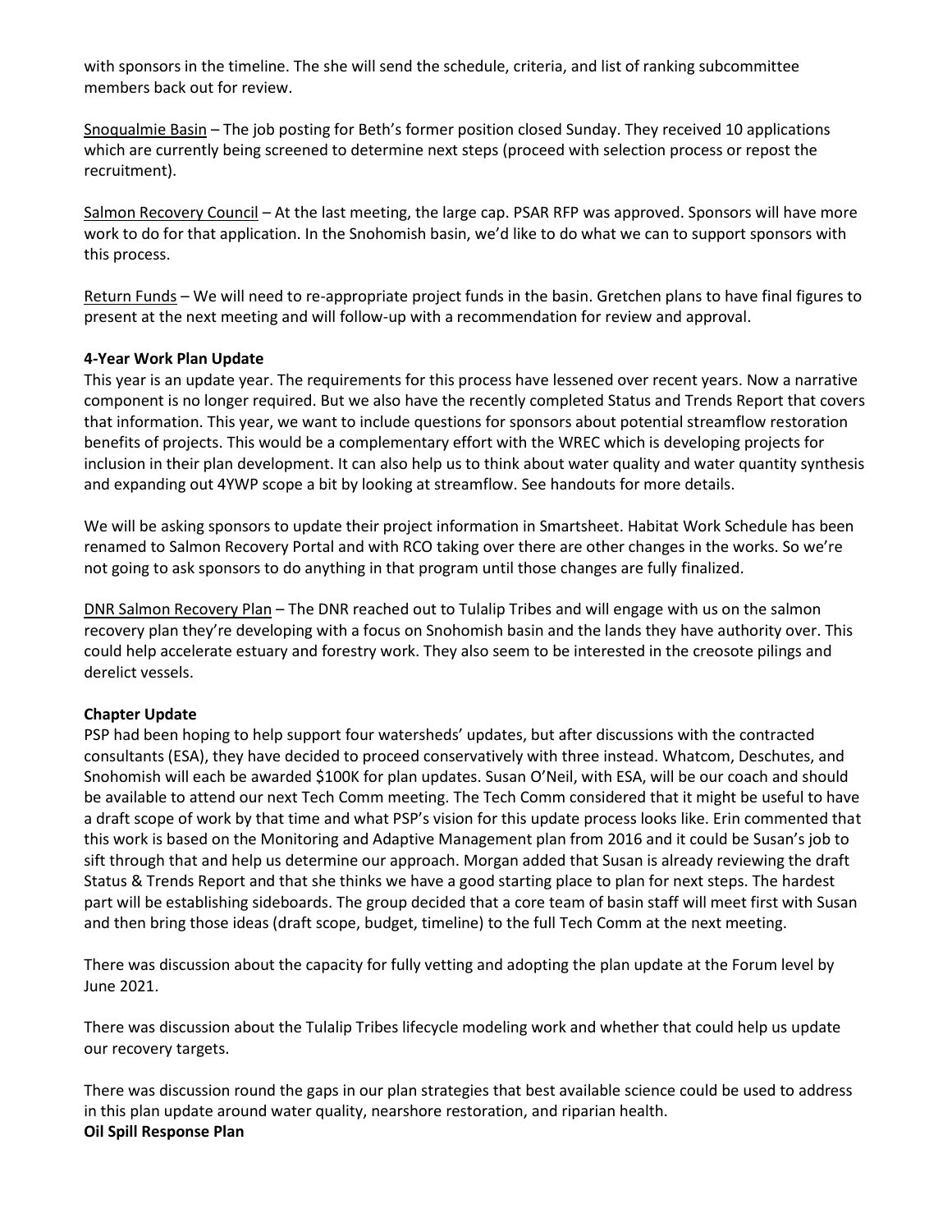with sponsors in the timeline. The she will send the schedule, criteria, and list of ranking subcommittee members back out for review.

<u>Snoqualmie Basin</u> – The job posting for Beth's former position closed Sunday. They received 10 applications which are currently being screened to determine next steps (proceed with selection process or repost the recruitment).

<u>Salmon Recovery Council</u> – At the last meeting, the large cap. PSAR RFP was approved. Sponsors will have more work to do for that application. In the Snohomish basin, we'd like to do what we can to support sponsors with this process.

<u>Return Funds</u> – We will need to re-appropriate project funds in the basin. Gretchen plans to have final figures to present at the next meeting and will follow-up with a recommendation for review and approval.

**4-Year Work Plan Update**

This year is an update year. The requirements for this process have lessened over recent years. Now a narrative component is no longer required. But we also have the recently completed Status and Trends Report that covers that information. This year, we want to include questions for sponsors about potential streamflow restoration benefits of projects. This would be a complementary effort with the WREC which is developing projects for inclusion in their plan development. It can also help us to think about water quality and water quantity synthesis and expanding out 4YWP scope a bit by looking at streamflow. See handouts for more details.

We will be asking sponsors to update their project information in Smartsheet. Habitat Work Schedule has been renamed to Salmon Recovery Portal and with RCO taking over there are other changes in the works. So we're not going to ask sponsors to do anything in that program until those changes are fully finalized.

<u>DNR Salmon Recovery Plan</u> – The DNR reached out to Tulalip Tribes and will engage with us on the salmon recovery plan they're developing with a focus on Snohomish basin and the lands they have authority over. This could help accelerate estuary and forestry work. They also seem to be interested in the creosote pilings and derelict vessels.

**Chapter Update**

PSP had been hoping to help support four watersheds' updates, but after discussions with the contracted consultants (ESA), they have decided to proceed conservatively with three instead. Whatcom, Deschutes, and Snohomish will each be awarded $100K for plan updates. Susan O'Neil, with ESA, will be our coach and should be available to attend our next Tech Comm meeting. The Tech Comm considered that it might be useful to have a draft scope of work by that time and what PSP's vision for this update process looks like. Erin commented that this work is based on the Monitoring and Adaptive Management plan from 2016 and it could be Susan's job to sift through that and help us determine our approach. Morgan added that Susan is already reviewing the draft Status & Trends Report and that she thinks we have a good starting place to plan for next steps. The hardest part will be establishing sideboards. The group decided that a core team of basin staff will meet first with Susan and then bring those ideas (draft scope, budget, timeline) to the full Tech Comm at the next meeting.

There was discussion about the capacity for fully vetting and adopting the plan update at the Forum level by June 2021.

There was discussion about the Tulalip Tribes lifecycle modeling work and whether that could help us update our recovery targets.

There was discussion round the gaps in our plan strategies that best available science could be used to address in this plan update around water quality, nearshore restoration, and riparian health.

**Oil Spill Response Plan**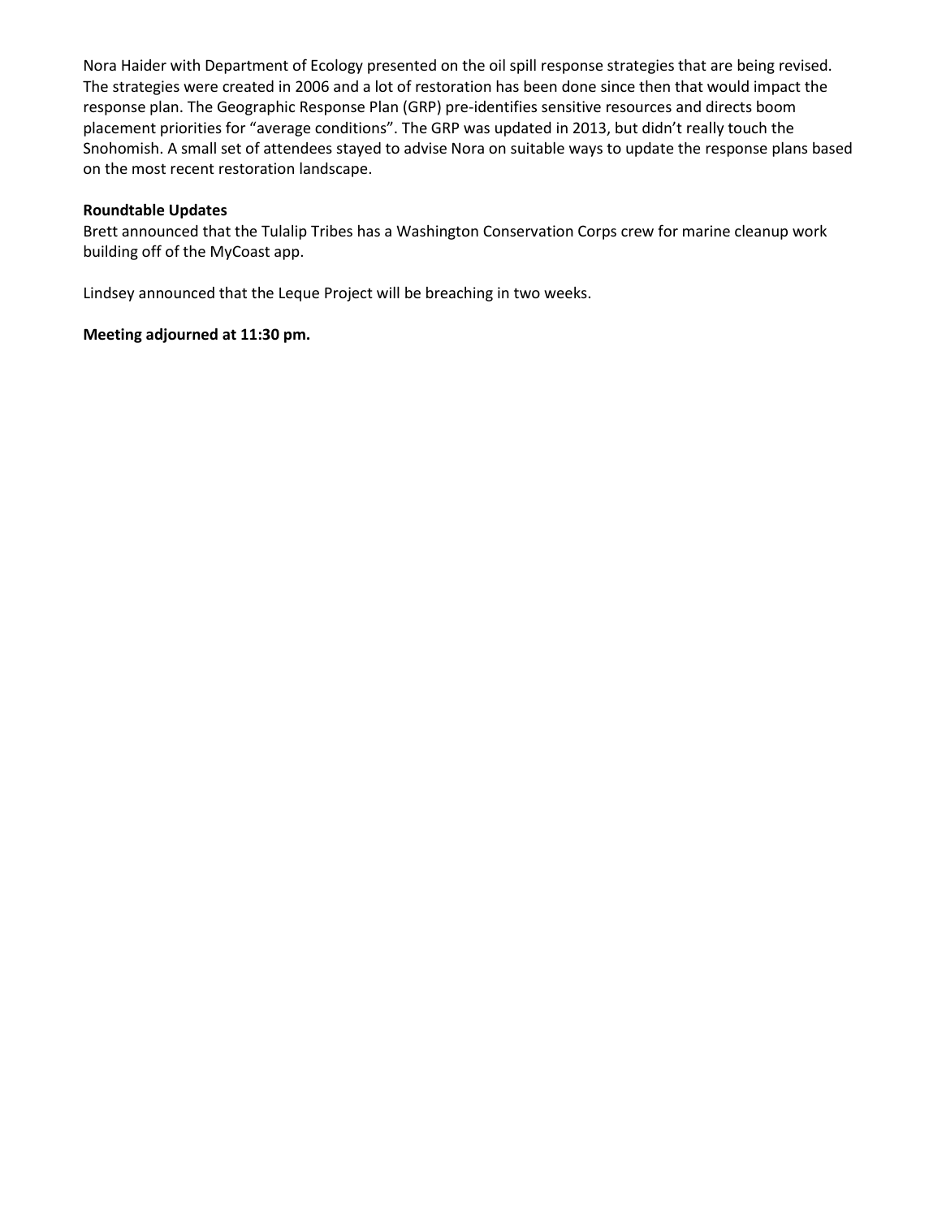Nora Haider with Department of Ecology presented on the oil spill response strategies that are being revised. The strategies were created in 2006 and a lot of restoration has been done since then that would impact the response plan. The Geographic Response Plan (GRP) pre-identifies sensitive resources and directs boom placement priorities for "average conditions". The GRP was updated in 2013, but didn't really touch the Snohomish. A small set of attendees stayed to advise Nora on suitable ways to update the response plans based on the most recent restoration landscape.

**Roundtable Updates**

Brett announced that the Tulalip Tribes has a Washington Conservation Corps crew for marine cleanup work building off of the MyCoast app.

Lindsey announced that the Leque Project will be breaching in two weeks.

**Meeting adjourned at 11:30 pm.**